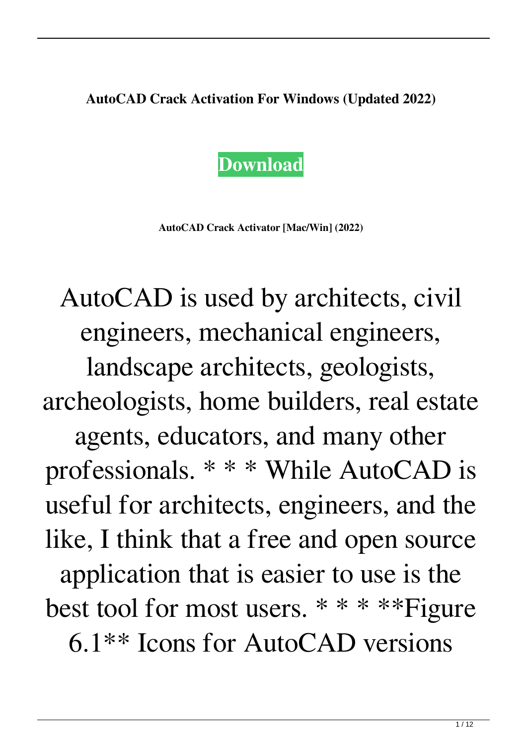**AutoCAD Crack Activation For Windows (Updated 2022)**

**Download**

**AutoCAD Crack Activator [Mac/Win] (2022)**

AutoCAD is used by architects, civil engineers, mechanical engineers, landscape architects, geologists, archeologists, home builders, real estate agents, educators, and many other professionals. * * * While AutoCAD is useful for architects, engineers, and the like, I think that a free and open source application that is easier to use is the best tool for most users. * * * * **Figure 6.1** Icons for AutoCAD versions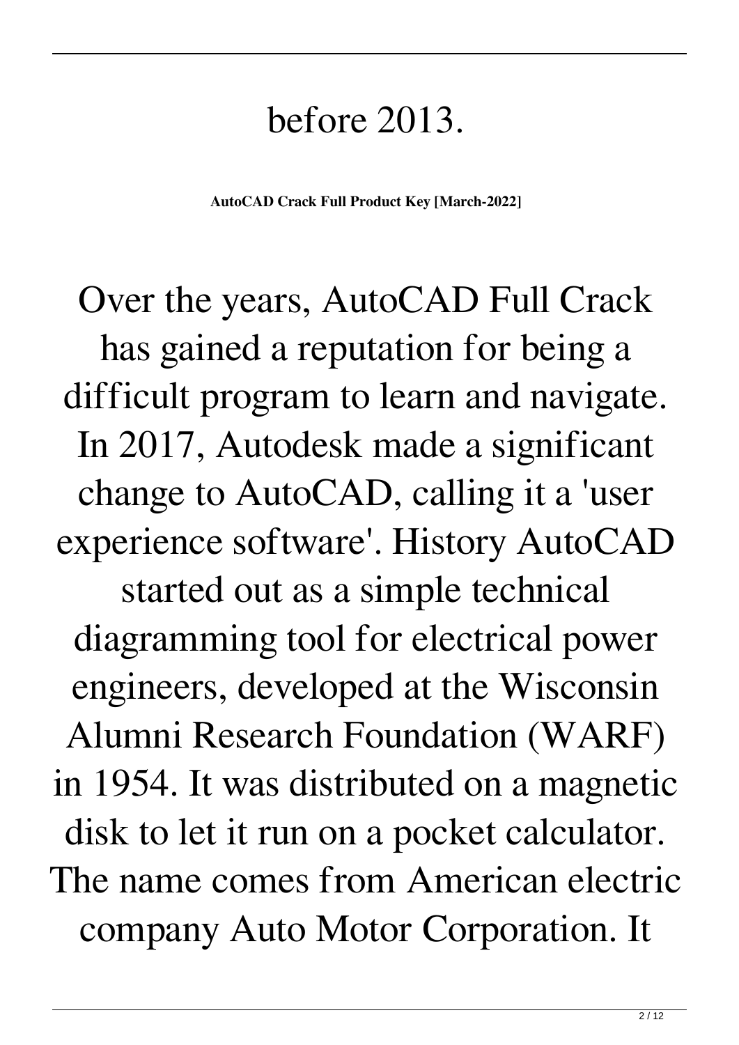before 2013.

**AutoCAD Crack Full Product Key [March-2022]**

Over the years, AutoCAD Full Crack has gained a reputation for being a difficult program to learn and navigate. In 2017, Autodesk made a significant change to AutoCAD, calling it a 'user experience software'. History AutoCAD started out as a simple technical diagramming tool for electrical power engineers, developed at the Wisconsin Alumni Research Foundation (WARF) in 1954. It was distributed on a magnetic disk to let it run on a pocket calculator. The name comes from American electric company Auto Motor Corporation. It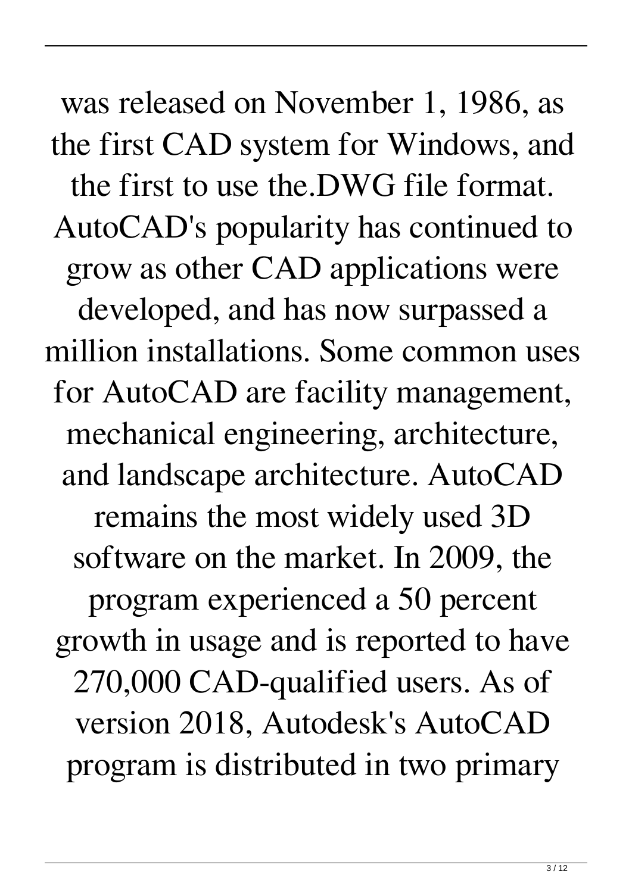was released on November 1, 1986, as the first CAD system for Windows, and the first to use the.DWG file format. AutoCAD's popularity has continued to grow as other CAD applications were developed, and has now surpassed a million installations. Some common uses for AutoCAD are facility management, mechanical engineering, architecture, and landscape architecture. AutoCAD remains the most widely used 3D software on the market. In 2009, the program experienced a 50 percent growth in usage and is reported to have 270,000 CAD-qualified users. As of version 2018, Autodesk's AutoCAD program is distributed in two primary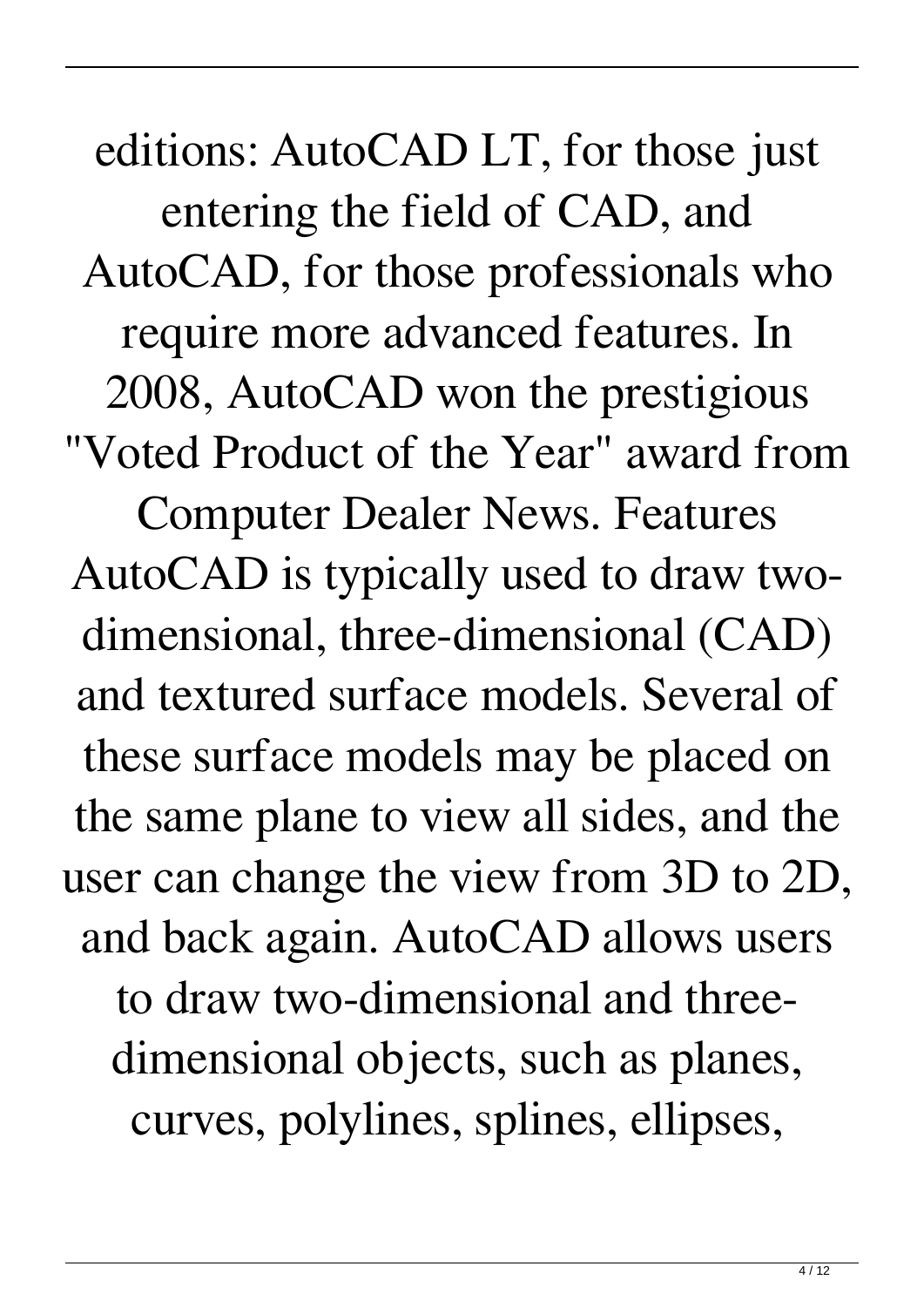editions: AutoCAD LT, for those just entering the field of CAD, and AutoCAD, for those professionals who require more advanced features. In 2008, AutoCAD won the prestigious "Voted Product of the Year" award from Computer Dealer News. Features AutoCAD is typically used to draw two-dimensional, three-dimensional (CAD) and textured surface models. Several of these surface models may be placed on the same plane to view all sides, and the user can change the view from 3D to 2D, and back again. AutoCAD allows users to draw two-dimensional and three-dimensional objects, such as planes, curves, polylines, splines, ellipses,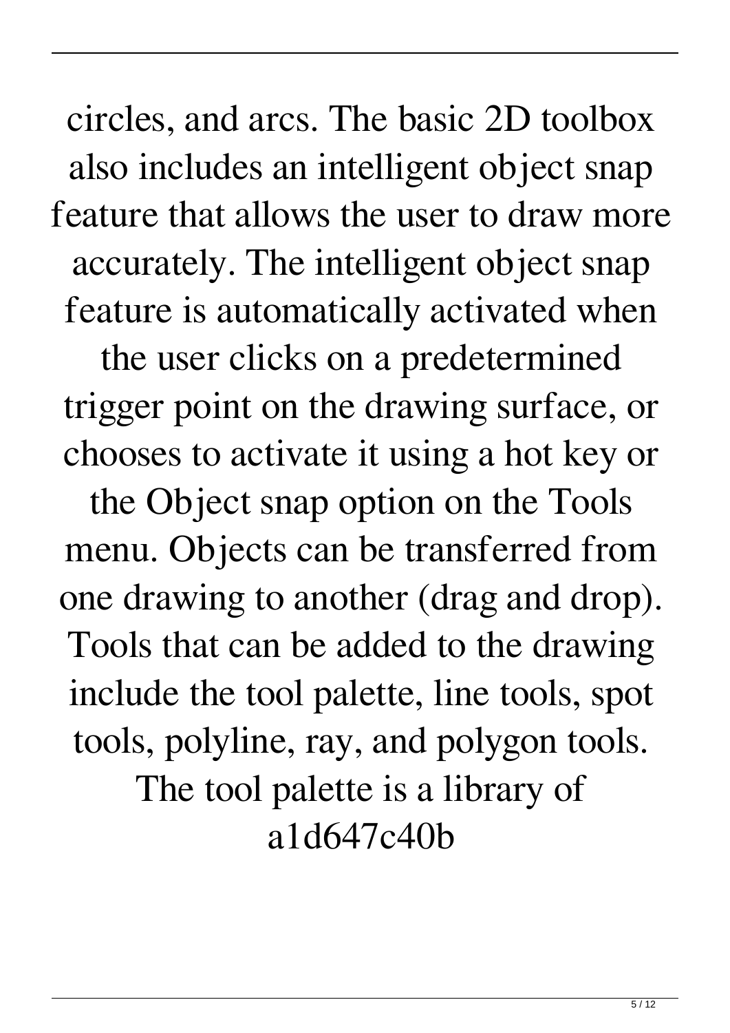circles, and arcs. The basic 2D toolbox also includes an intelligent object snap feature that allows the user to draw more accurately. The intelligent object snap feature is automatically activated when the user clicks on a predetermined trigger point on the drawing surface, or chooses to activate it using a hot key or the Object snap option on the Tools menu. Objects can be transferred from one drawing to another (drag and drop). Tools that can be added to the drawing include the tool palette, line tools, spot tools, polyline, ray, and polygon tools. The tool palette is a library of

a1d647c40b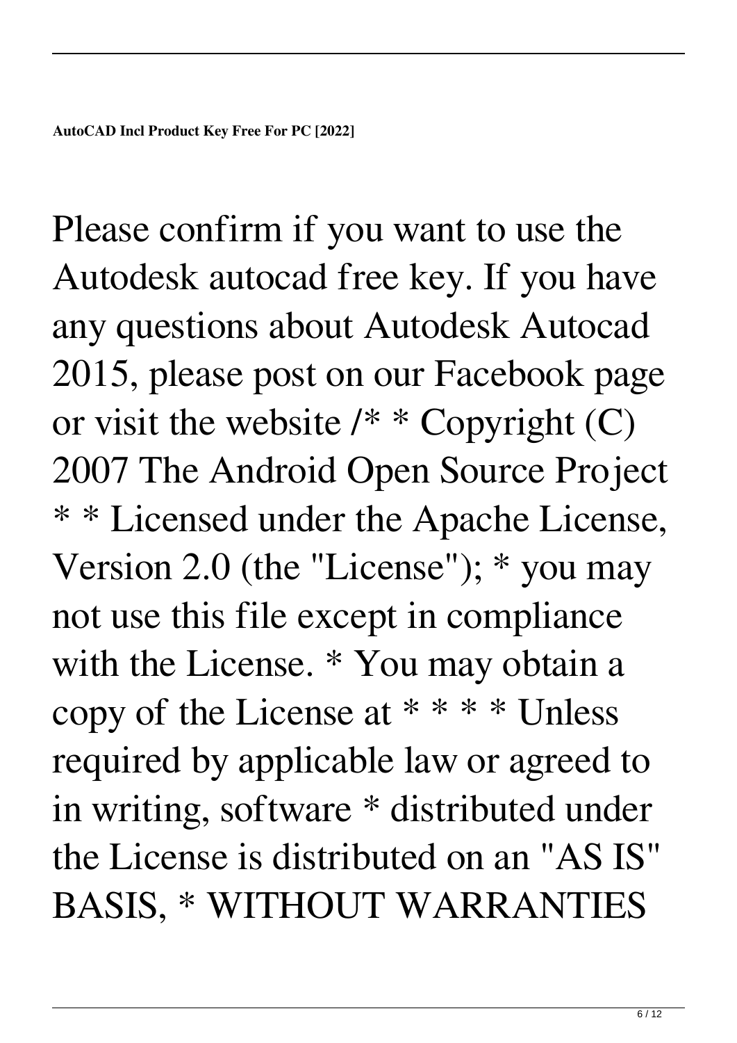**AutoCAD Incl Product Key Free For PC [2022]**

Please confirm if you want to use the Autodesk autocad free key. If you have any questions about Autodesk Autocad 2015, please post on our Facebook page or visit the website /* * Copyright (C) 2007 The Android Open Source Project * * Licensed under the Apache License, Version 2.0 (the "License"); * you may not use this file except in compliance with the License. * You may obtain a copy of the License at * * * * Unless required by applicable law or agreed to in writing, software * distributed under the License is distributed on an "AS IS" BASIS, * WITHOUT WARRANTIES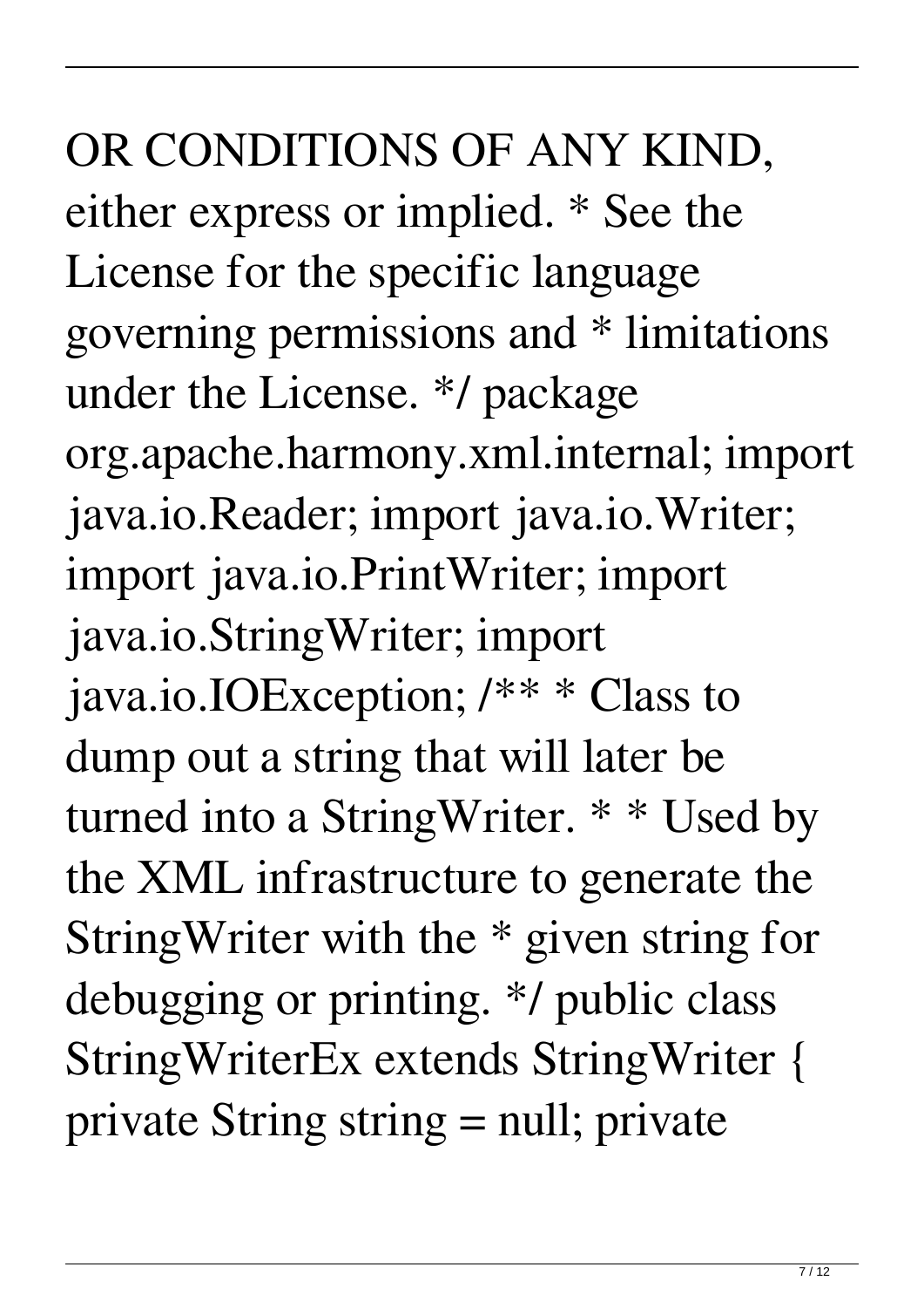OR CONDITIONS OF ANY KIND, either express or implied. * See the License for the specific language governing permissions and * limitations under the License. */ package org.apache.harmony.xml.internal; import java.io.Reader; import java.io.Writer; import java.io.PrintWriter; import java.io.StringWriter; import java.io.IOException; /** * Class to dump out a string that will later be turned into a StringWriter. * * Used by the XML infrastructure to generate the StringWriter with the * given string for debugging or printing. */ public class StringWriterEx extends StringWriter { private String string = null; private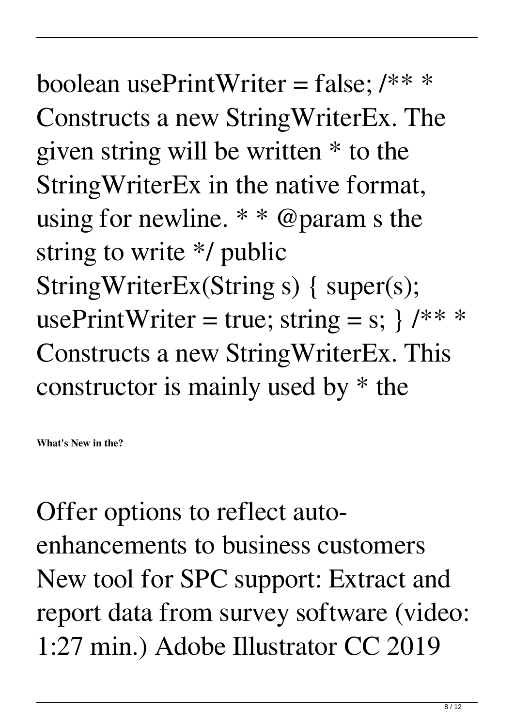boolean usePrintWriter = false; /** * Constructs a new StringWriterEx. The given string will be written * to the StringWriterEx in the native format, using for newline. * * @param s the string to write */ public StringWriterEx(String s) { super(s); usePrintWriter = true; string = s; } /** * Constructs a new StringWriterEx. This constructor is mainly used by * the

**What's New in the?**

Offer options to reflect auto-enhancements to business customers New tool for SPC support: Extract and report data from survey software (video: 1:27 min.) Adobe Illustrator CC 2019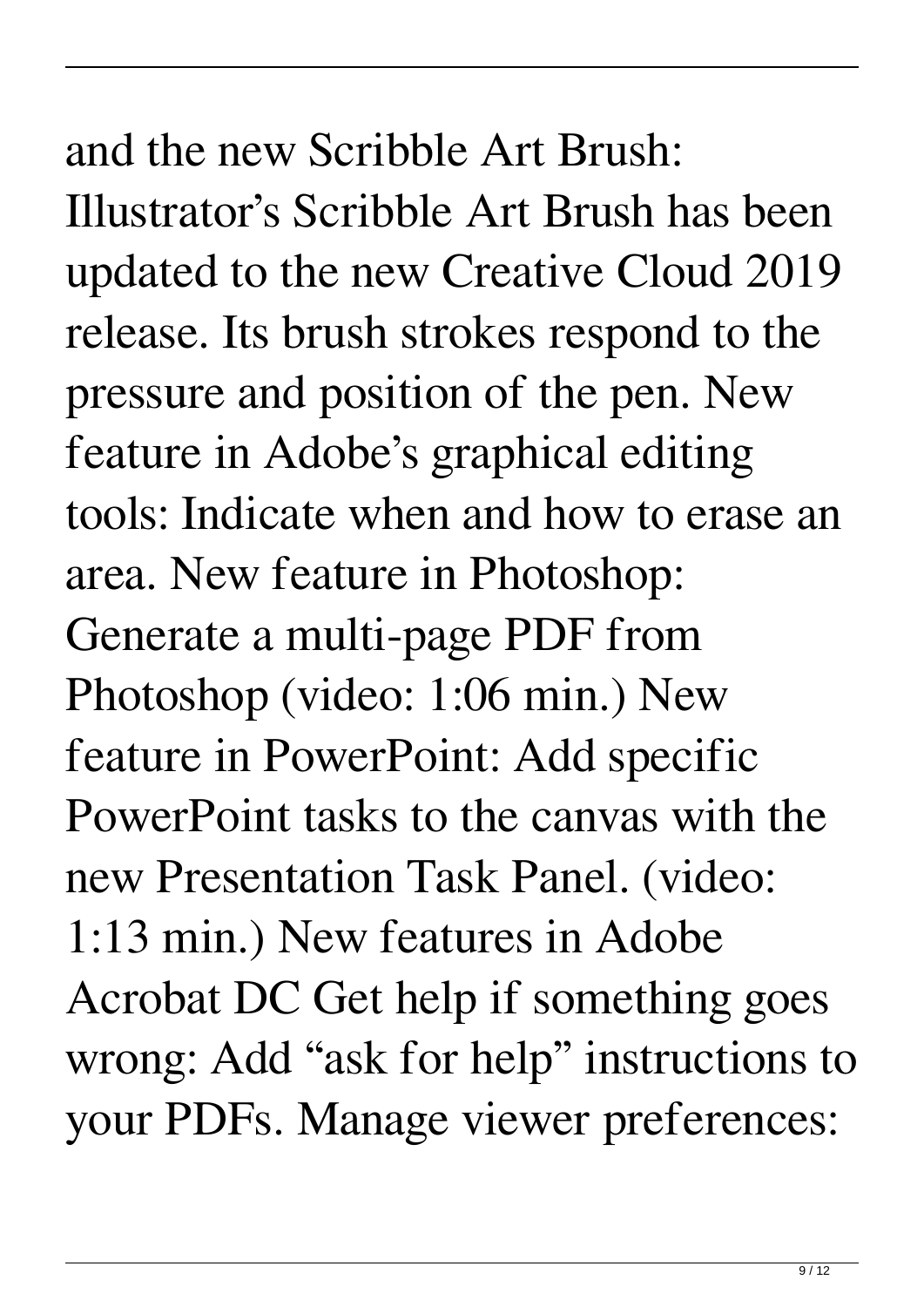and the new Scribble Art Brush: Illustrator’s Scribble Art Brush has been updated to the new Creative Cloud 2019 release. Its brush strokes respond to the pressure and position of the pen. New feature in Adobe’s graphical editing tools: Indicate when and how to erase an area. New feature in Photoshop: Generate a multi-page PDF from Photoshop (video: 1:06 min.) New feature in PowerPoint: Add specific PowerPoint tasks to the canvas with the new Presentation Task Panel. (video: 1:13 min.) New features in Adobe Acrobat DC Get help if something goes wrong: Add “ask for help” instructions to your PDFs. Manage viewer preferences: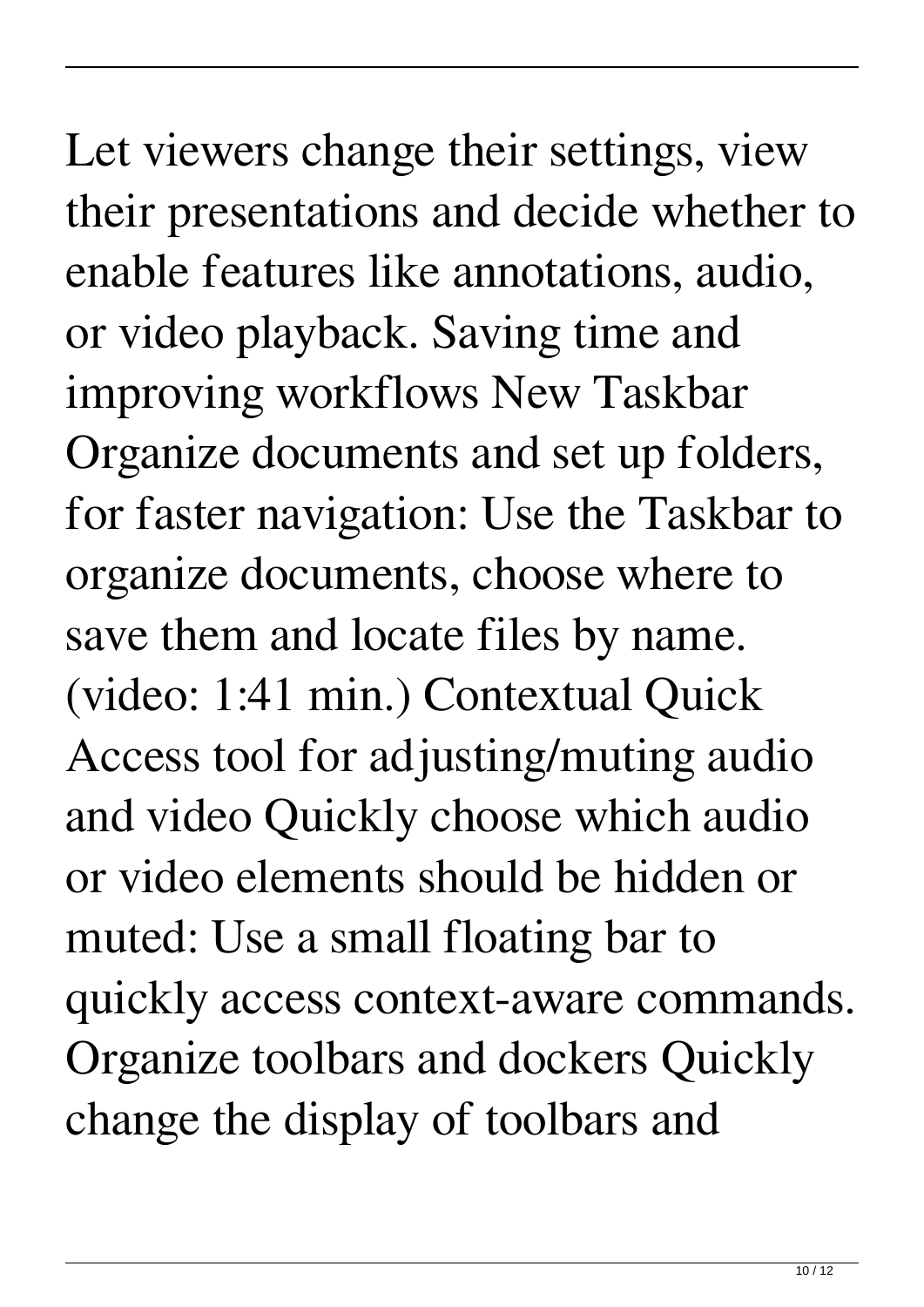Let viewers change their settings, view their presentations and decide whether to enable features like annotations, audio, or video playback. Saving time and improving workflows New Taskbar Organize documents and set up folders, for faster navigation: Use the Taskbar to organize documents, choose where to save them and locate files by name. (video: 1:41 min.) Contextual Quick Access tool for adjusting/muting audio and video Quickly choose which audio or video elements should be hidden or muted: Use a small floating bar to quickly access context-aware commands. Organize toolbars and dockers Quickly change the display of toolbars and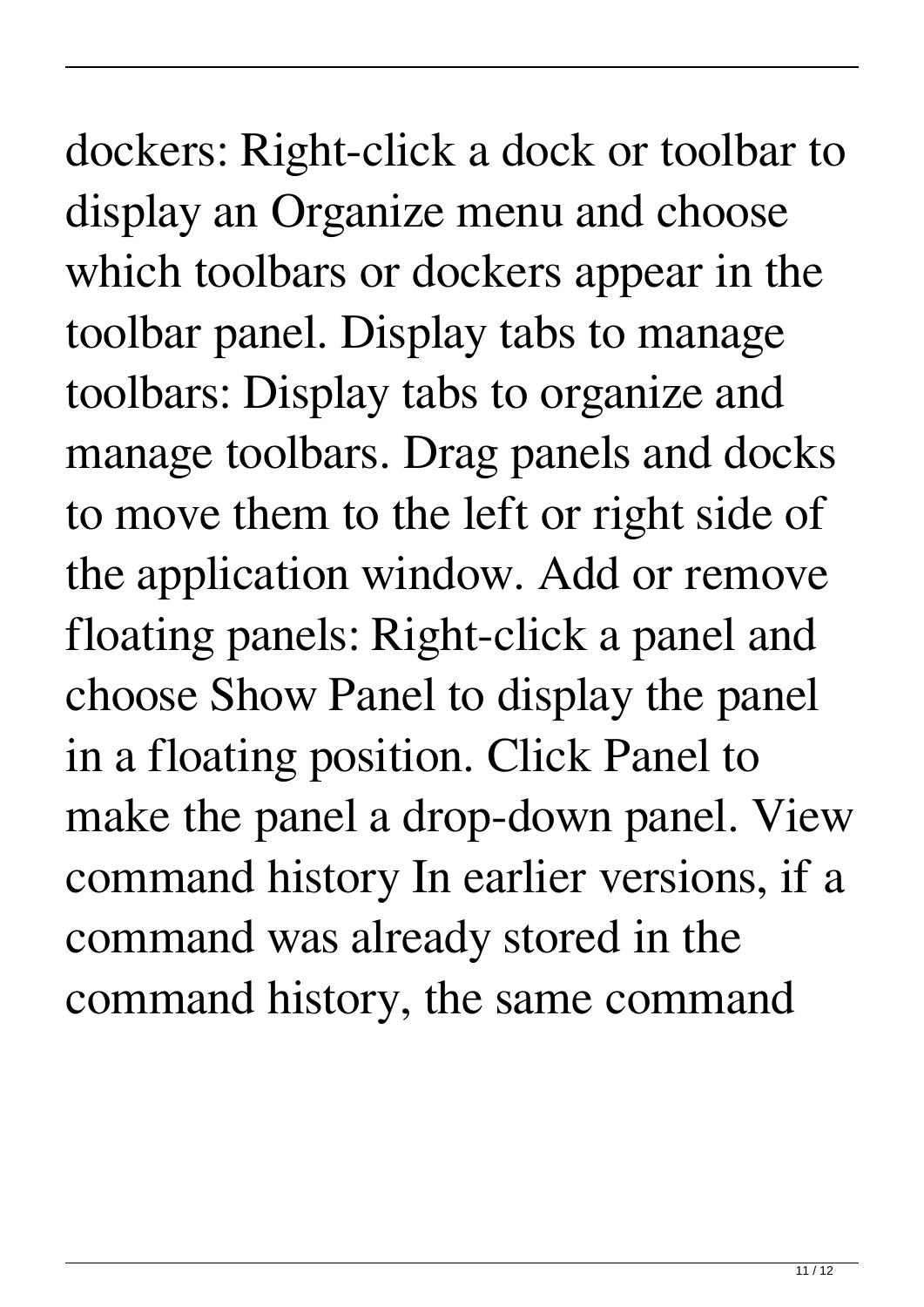dockers: Right-click a dock or toolbar to display an Organize menu and choose which toolbars or dockers appear in the toolbar panel. Display tabs to manage toolbars: Display tabs to organize and manage toolbars. Drag panels and docks to move them to the left or right side of the application window. Add or remove floating panels: Right-click a panel and choose Show Panel to display the panel in a floating position. Click Panel to make the panel a drop-down panel. View command history In earlier versions, if a command was already stored in the command history, the same command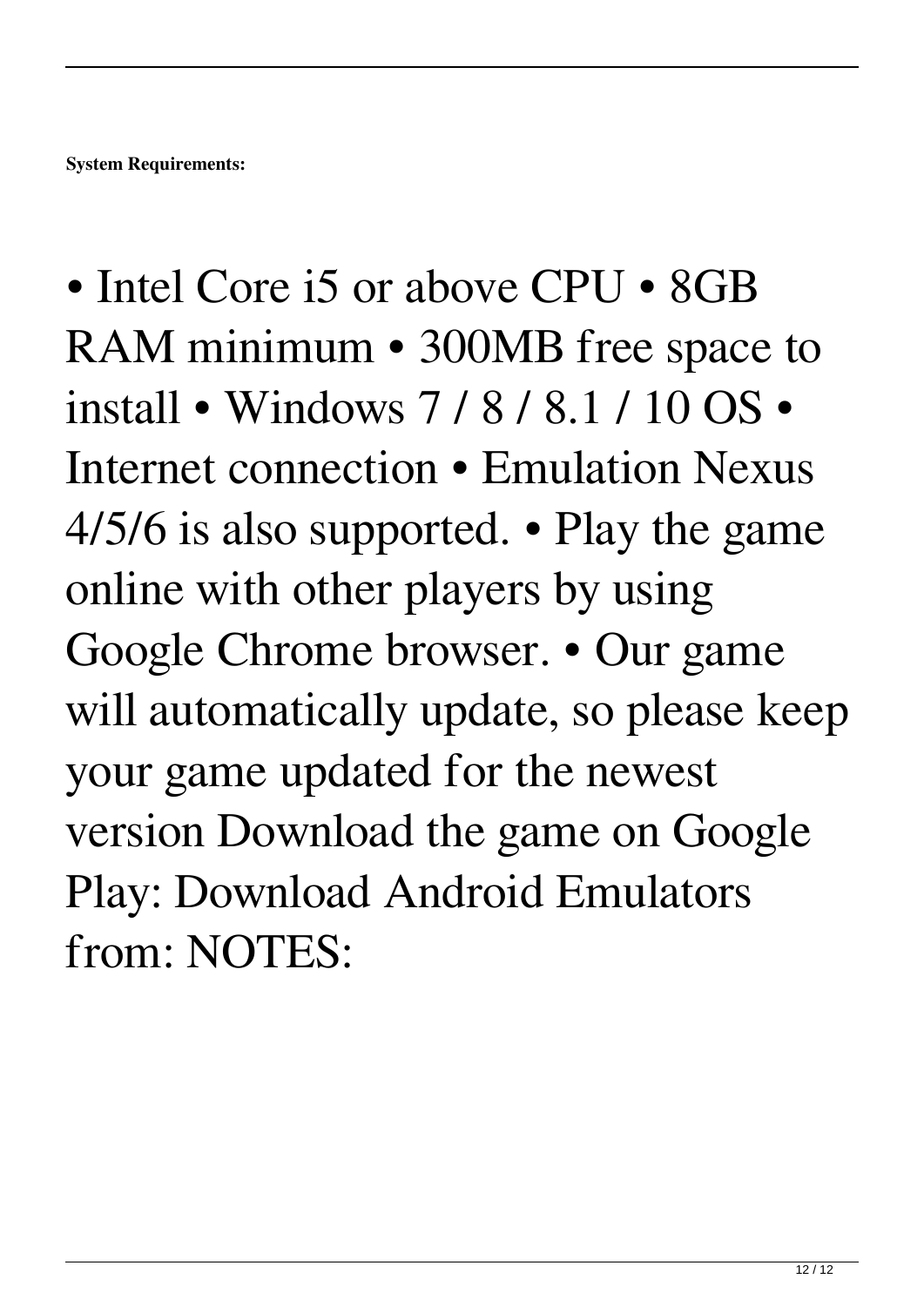**System Requirements:**

• Intel Core i5 or above CPU • 8GB RAM minimum • 300MB free space to install • Windows 7 / 8 / 8.1 / 10 OS • Internet connection • Emulation Nexus 4/5/6 is also supported. • Play the game online with other players by using Google Chrome browser. • Our game will automatically update, so please keep your game updated for the newest version Download the game on Google Play: Download Android Emulators from: NOTES: